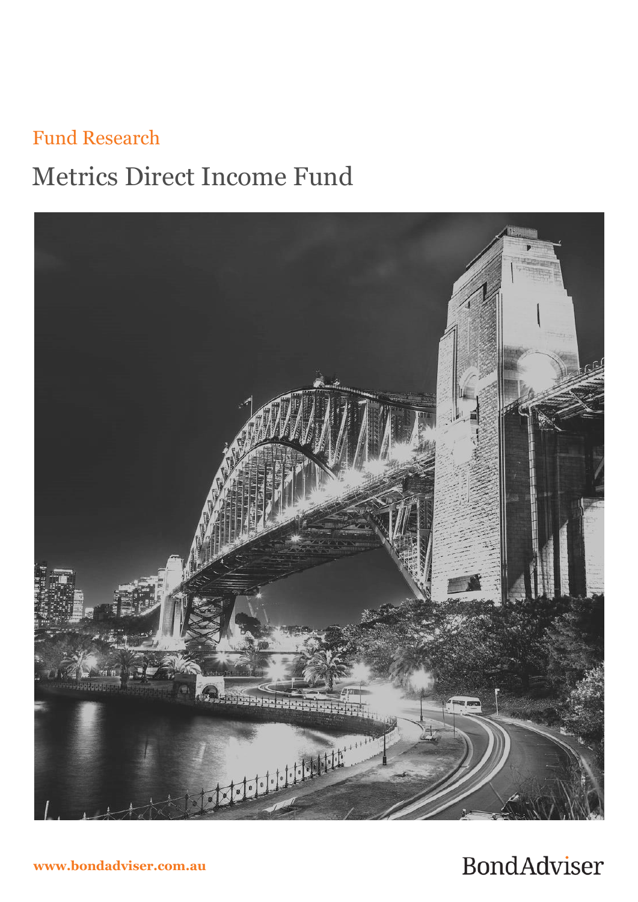Fund Research

# Metrics Direct Income Fund

www.bondadviser.com.au

BondAdviser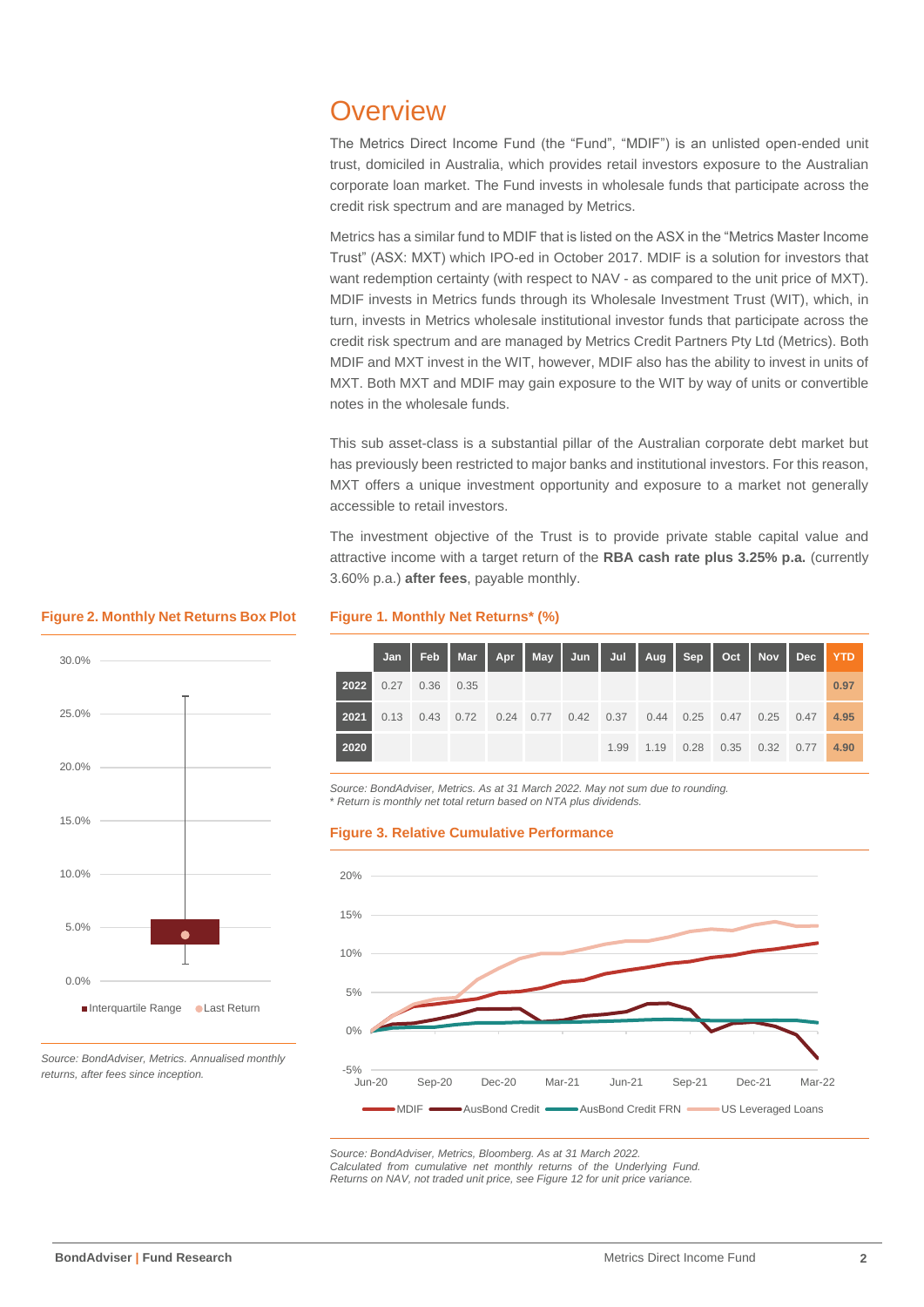# Overview

The Metrics Direct Income Fund (the "Fund", "MDIF") is an unlisted open-ended unit trust, domiciled in Australia, which provides retail investors exposure to the Australian corporate loan market. The Fund invests in wholesale funds that participate across the credit risk spectrum and are managed by Metrics.

Metrics has a similar fund to MDIF that is listed on the ASX in the "Metrics Master Income Trust" (ASX: MXT) which IPO-ed in October 2017. MDIF is a solution for investors that want redemption certainty (with respect to NAV - as compared to the unit price of MXT). MDIF invests in Metrics funds through its Wholesale Investment Trust (WIT), which, in turn, invests in Metrics wholesale institutional investor funds that participate across the credit risk spectrum and are managed by Metrics Credit Partners Pty Ltd (Metrics). Both MDIF and MXT invest in the WIT, however, MDIF also has the ability to invest in units of MXT. Both MXT and MDIF may gain exposure to the WIT by way of units or convertible notes in the wholesale funds.

This sub asset-class is a substantial pillar of the Australian corporate debt market but has previously been restricted to major banks and institutional investors. For this reason, MXT offers a unique investment opportunity and exposure to a market not generally accessible to retail investors.

The investment objective of the Trust is to provide private stable capital value and attractive income with a target return of the **RBA cash rate plus 3.25% p.a.** (currently 3.60% p.a.) **after fees**, payable monthly.

**Figure 1. Monthly Net Returns* (%)**

| | Jan | Feb | Mar | Apr | May | Jun | Jul | Aug | Sep | Oct | Nov | Dec | YTD |
|---|---|---|---|---|---|---|---|---|---|---|---|---|---|
| **2022** | 0.27 | 0.36 | 0.35 | | | | | | | | | | 0.97 |
| **2021** | 0.13 | 0.43 | 0.72 | 0.24 | 0.77 | 0.42 | 0.37 | 0.44 | 0.25 | 0.47 | 0.25 | 0.47 | 4.95 |
| **2020** | | | | | | | 1.99 | 1.19 | 0.28 | 0.35 | 0.32 | 0.77 | 4.90 |

*Source: BondAdviser, Metrics. As at 31 March 2022. May not sum due to rounding.*
*\* Return is monthly net total return based on NTA plus dividends.*

**Figure 2. Monthly Net Returns Box Plot**

*Source: BondAdviser, Metrics. Annualised monthly returns, after fees since inception.*

**Figure 3. Relative Cumulative Performance**

*Source: BondAdviser, Metrics, Bloomberg. As at 31 March 2022.*
*Calculated from cumulative net monthly returns of the Underlying Fund.*
*Returns on NAV, not traded unit price, see Figure 12 for unit price variance.*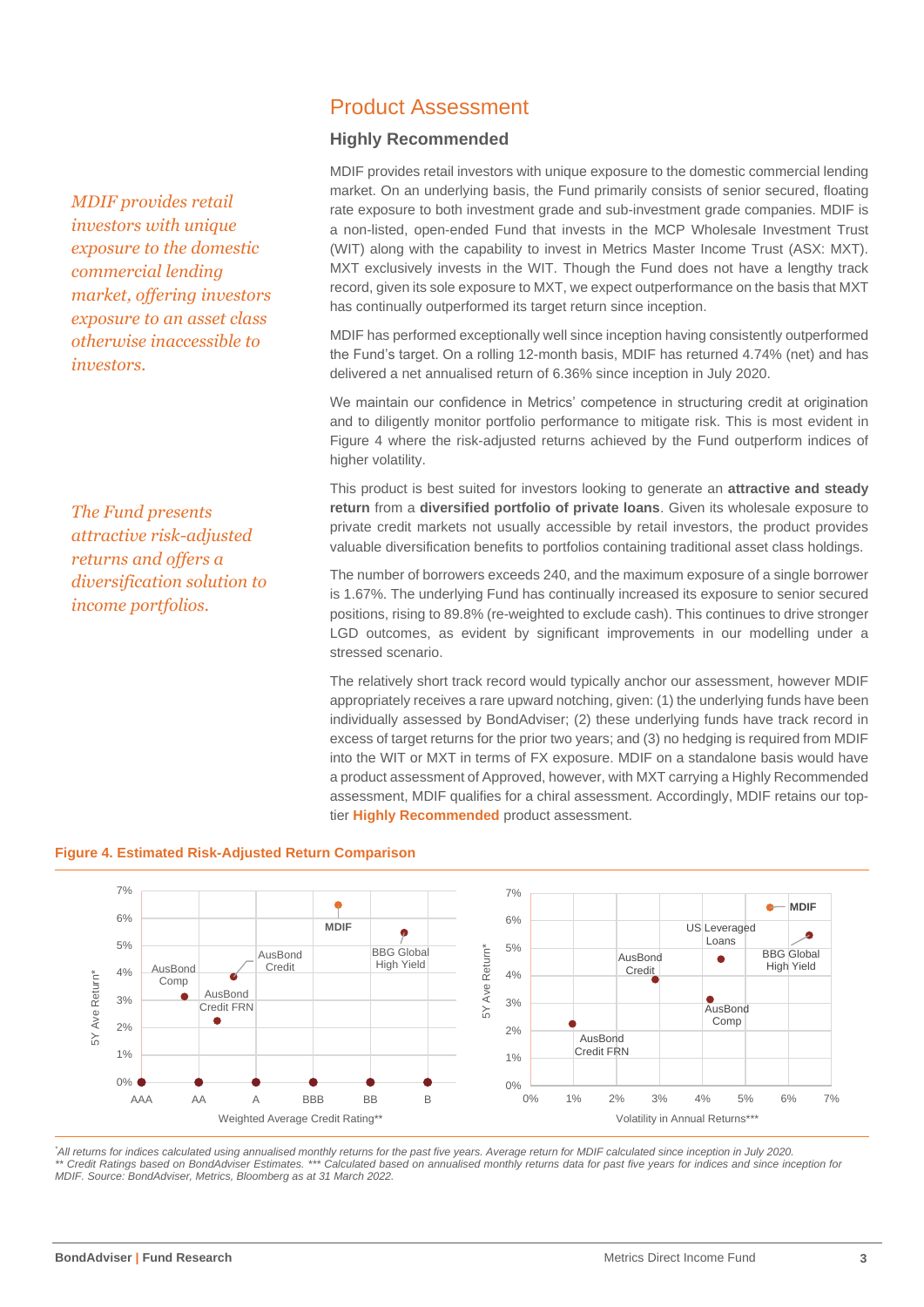## Product Assessment

### Highly Recommended

*MDIF provides retail investors with unique exposure to the domestic commercial lending market, offering investors exposure to an asset class otherwise inaccessible to investors.*

MDIF provides retail investors with unique exposure to the domestic commercial lending market. On an underlying basis, the Fund primarily consists of senior secured, floating rate exposure to both investment grade and sub-investment grade companies. MDIF is a non-listed, open-ended Fund that invests in the MCP Wholesale Investment Trust (WIT) along with the capability to invest in Metrics Master Income Trust (ASX: MXT). MXT exclusively invests in the WIT. Though the Fund does not have a lengthy track record, given its sole exposure to MXT, we expect outperformance on the basis that MXT has continually outperformed its target return since inception.

MDIF has performed exceptionally well since inception having consistently outperformed the Fund's target. On a rolling 12-month basis, MDIF has returned 4.74% (net) and has delivered a net annualised return of 6.36% since inception in July 2020.

We maintain our confidence in Metrics' competence in structuring credit at origination and to diligently monitor portfolio performance to mitigate risk. This is most evident in Figure 4 where the risk-adjusted returns achieved by the Fund outperform indices of higher volatility.

*The Fund presents attractive risk-adjusted returns and offers a diversification solution to income portfolios.*

This product is best suited for investors looking to generate an **attractive and steady return** from a **diversified portfolio of private loans**. Given its wholesale exposure to private credit markets not usually accessible by retail investors, the product provides valuable diversification benefits to portfolios containing traditional asset class holdings.

The number of borrowers exceeds 240, and the maximum exposure of a single borrower is 1.67%. The underlying Fund has continually increased its exposure to senior secured positions, rising to 89.8% (re-weighted to exclude cash). This continues to drive stronger LGD outcomes, as evident by significant improvements in our modelling under a stressed scenario.

The relatively short track record would typically anchor our assessment, however MDIF appropriately receives a rare upward notching, given: (1) the underlying funds have been individually assessed by BondAdviser; (2) these underlying funds have track record in excess of target returns for the prior two years; and (3) no hedging is required from MDIF into the WIT or MXT in terms of FX exposure. MDIF on a standalone basis would have a product assessment of Approved, however, with MXT carrying a Highly Recommended assessment, MDIF qualifies for a chiral assessment. Accordingly, MDIF retains our top-tier **Highly Recommended** product assessment.

**Figure 4. Estimated Risk-Adjusted Return Comparison**

*All returns for indices calculated using annualised monthly returns for the past five years. Average return for MDIF calculated since inception in July 2020.
** Credit Ratings based on BondAdviser Estimates. *** Calculated based on annualised monthly returns data for past five years for indices and since inception for MDIF. Source: BondAdviser, Metrics, Bloomberg as at 31 March 2022.*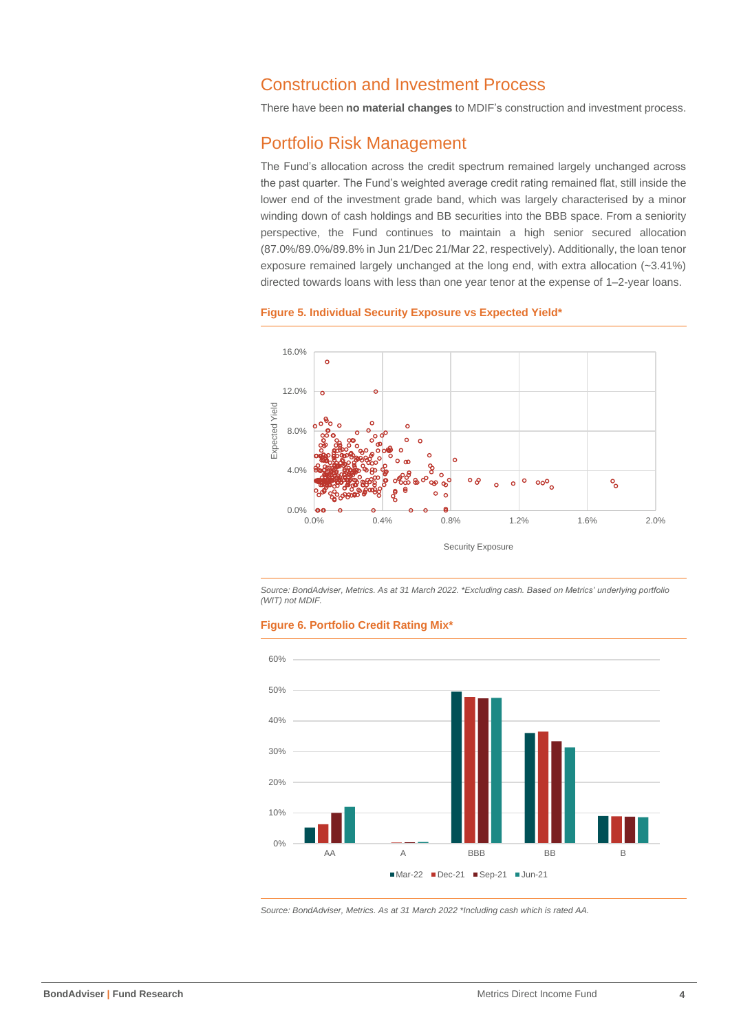## Construction and Investment Process

There have been **no material changes** to MDIF's construction and investment process.

## Portfolio Risk Management

The Fund's allocation across the credit spectrum remained largely unchanged across the past quarter. The Fund's weighted average credit rating remained flat, still inside the lower end of the investment grade band, which was largely characterised by a minor winding down of cash holdings and BB securities into the BBB space. From a seniority perspective, the Fund continues to maintain a high senior secured allocation (87.0%/89.0%/89.8% in Jun 21/Dec 21/Mar 22, respectively). Additionally, the loan tenor exposure remained largely unchanged at the long end, with extra allocation (~3.41%) directed towards loans with less than one year tenor at the expense of 1–2-year loans.

**Figure 5. Individual Security Exposure vs Expected Yield***

*Source: BondAdviser, Metrics. As at 31 March 2022. *Excluding cash. Based on Metrics' underlying portfolio (WIT) not MDIF.*

**Figure 6. Portfolio Credit Rating Mix***

*Source: BondAdviser, Metrics. As at 31 March 2022 *Including cash which is rated AA.*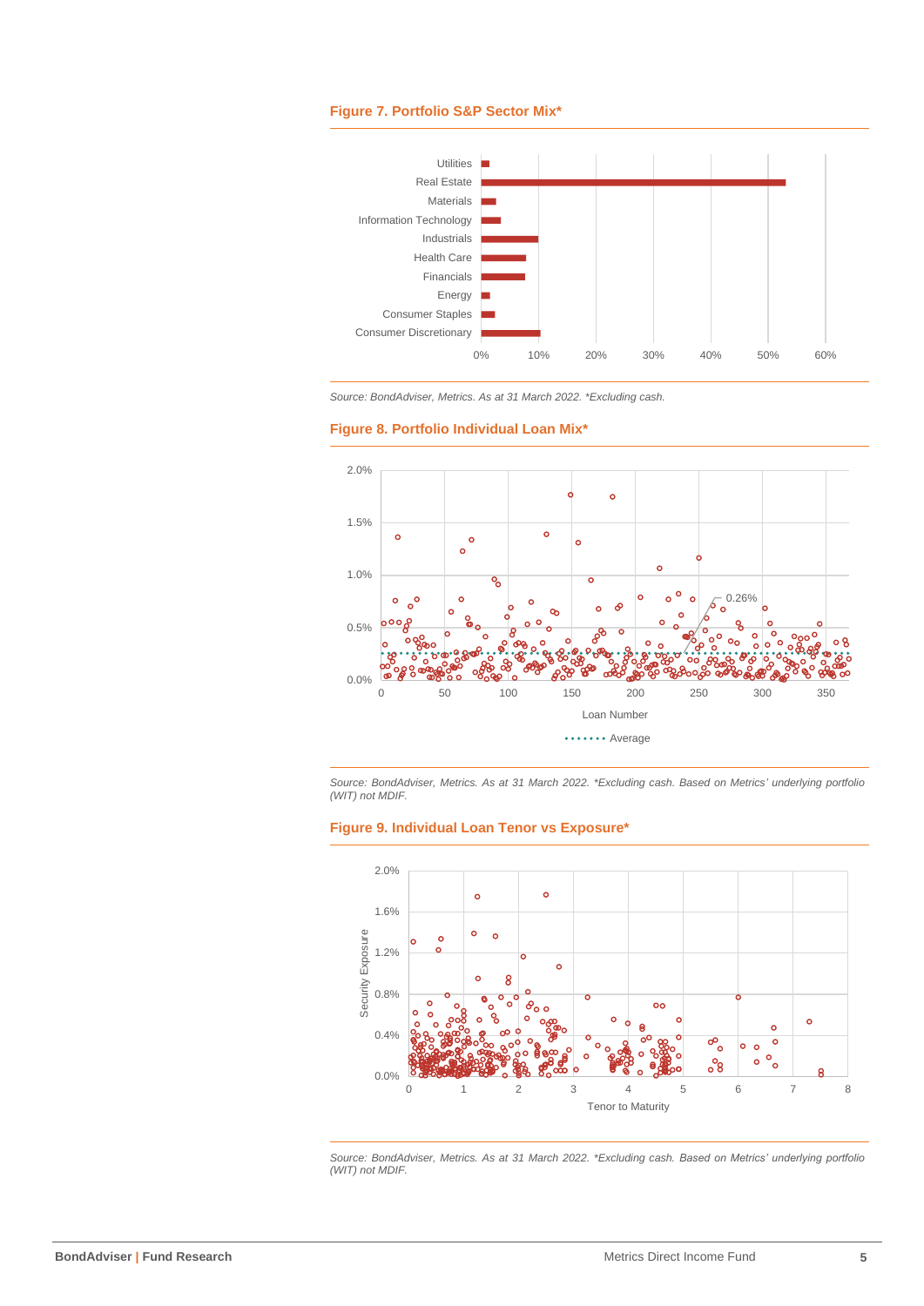#### Figure 7. Portfolio S&P Sector Mix*

Source: BondAdviser, Metrics. As at 31 March 2022. *Excluding cash.

#### Figure 8. Portfolio Individual Loan Mix*

Source: BondAdviser, Metrics. As at 31 March 2022. *Excluding cash. Based on Metrics' underlying portfolio (WIT) not MDIF.

#### Figure 9. Individual Loan Tenor vs Exposure*

Source: BondAdviser, Metrics. As at 31 March 2022. *Excluding cash. Based on Metrics' underlying portfolio (WIT) not MDIF.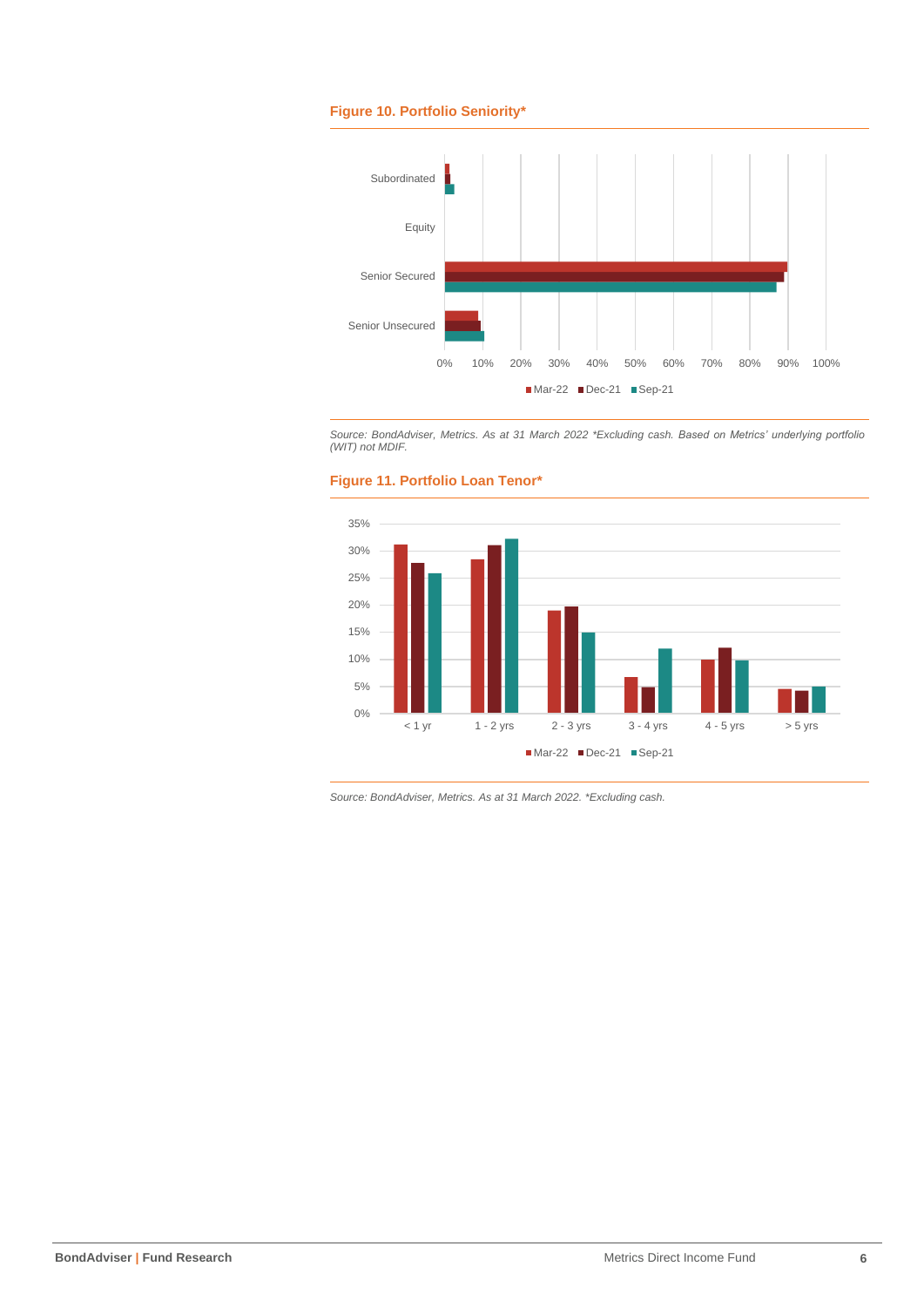### Figure 10. Portfolio Seniority*

*Source: BondAdviser, Metrics. As at 31 March 2022 *Excluding cash. Based on Metrics' underlying portfolio (WIT) not MDIF.*

### Figure 11. Portfolio Loan Tenor*

*Source: BondAdviser, Metrics. As at 31 March 2022. *Excluding cash.*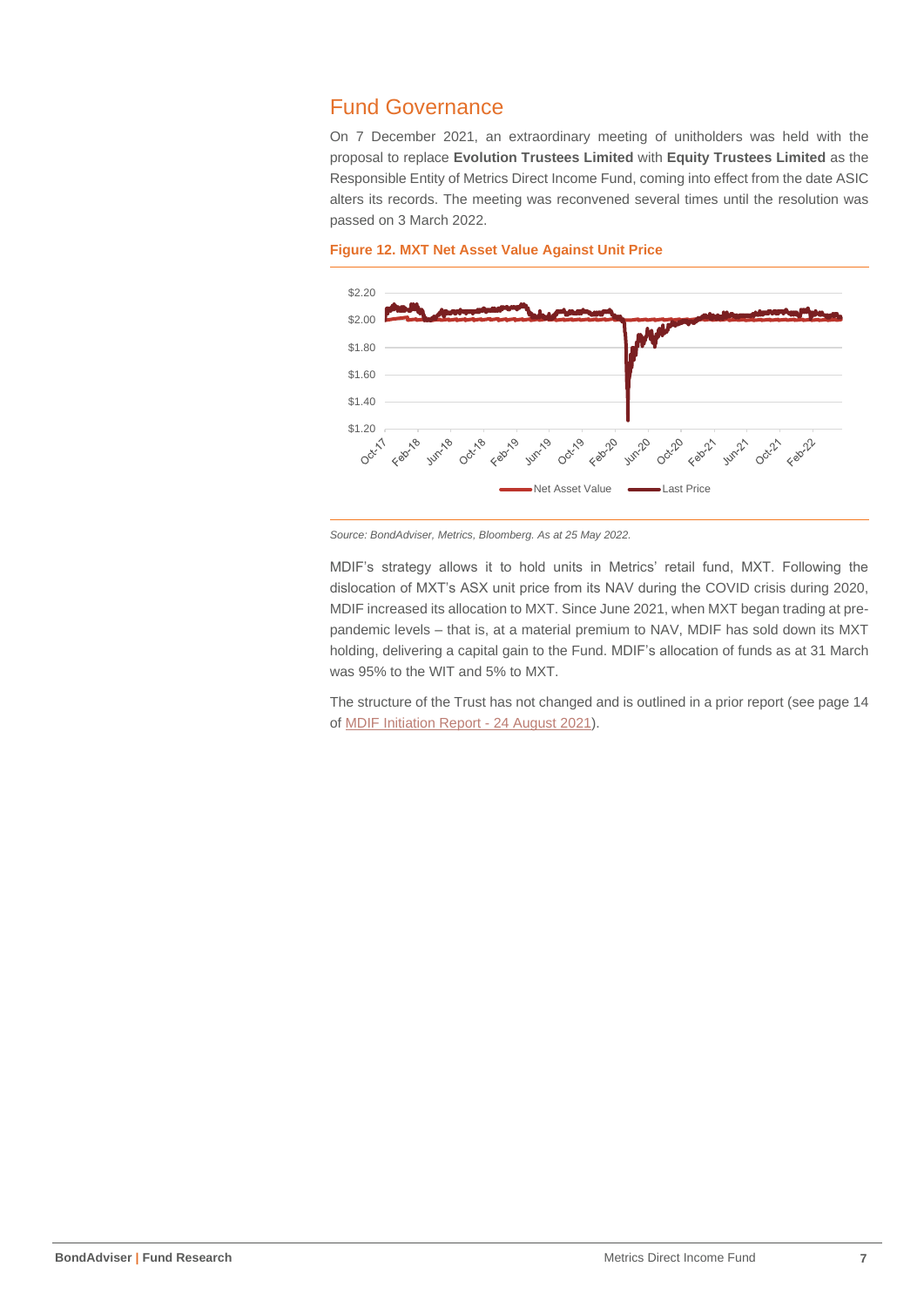## Fund Governance

On 7 December 2021, an extraordinary meeting of unitholders was held with the proposal to replace **Evolution Trustees Limited** with **Equity Trustees Limited** as the Responsible Entity of Metrics Direct Income Fund, coming into effect from the date ASIC alters its records. The meeting was reconvened several times until the resolution was passed on 3 March 2022.

**Figure 12. MXT Net Asset Value Against Unit Price**

*Source: BondAdviser, Metrics, Bloomberg. As at 25 May 2022.*

MDIF's strategy allows it to hold units in Metrics' retail fund, MXT. Following the dislocation of MXT's ASX unit price from its NAV during the COVID crisis during 2020, MDIF increased its allocation to MXT. Since June 2021, when MXT began trading at pre-pandemic levels – that is, at a material premium to NAV, MDIF has sold down its MXT holding, delivering a capital gain to the Fund. MDIF's allocation of funds as at 31 March was 95% to the WIT and 5% to MXT.

The structure of the Trust has not changed and is outlined in a prior report (see page 14 of MDIF Initiation Report - 24 August 2021).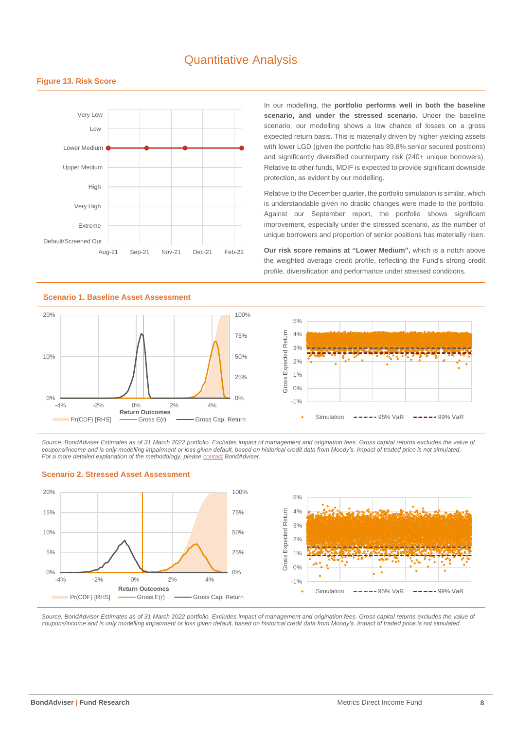# Quantitative Analysis

**Figure 13. Risk Score**

In our modelling, the **portfolio performs well in both the baseline scenario, and under the stressed scenario.** Under the baseline scenario, our modelling shows a low chance of losses on a gross expected return basis. This is materially driven by higher yielding assets with lower LGD (given the portfolio has 89.8% senior secured positions) and significantly diversified counterparty risk (240+ unique borrowers). Relative to other funds, MDIF is expected to provide significant downside protection, as evident by our modelling.

Relative to the December quarter, the portfolio simulation is similar, which is understandable given no drastic changes were made to the portfolio. Against our September report, the portfolio shows significant improvement, especially under the stressed scenario, as the number of unique borrowers and proportion of senior positions has materially risen.

**Our risk score remains at "Lower Medium",** which is a notch above the weighted average credit profile, reflecting the Fund's strong credit profile, diversification and performance under stressed conditions.

**Scenario 1. Baseline Asset Assessment**

*Source: BondAdviser Estimates as of 31 March 2022 portfolio. Excludes impact of management and origination fees. Gross capital returns excludes the value of coupons/income and is only modelling impairment or loss given default, based on historical credit data from Moody's. Impact of traded price is not simulated. For a more detailed explanation of the methodology, please contact BondAdviser.*

**Scenario 2. Stressed Asset Assessment**

*Source: BondAdviser Estimates as of 31 March 2022 portfolio. Excludes impact of management and origination fees. Gross capital returns excludes the value of coupons/income and is only modelling impairment or loss given default, based on historical credit data from Moody's. Impact of traded price is not simulated.*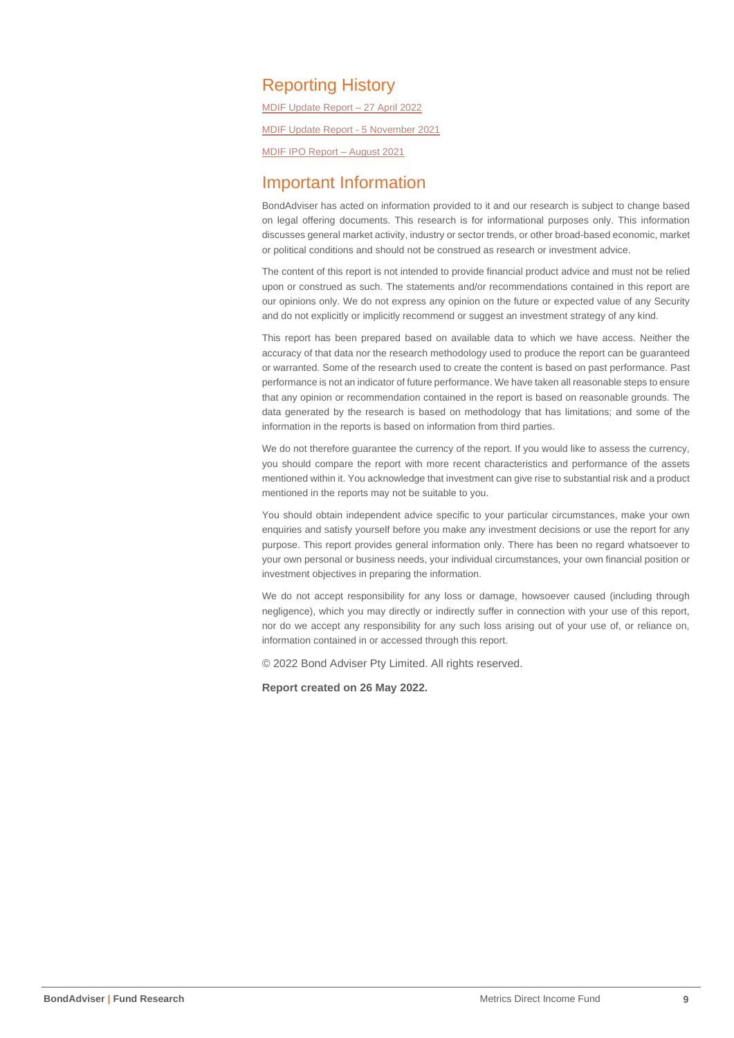## Reporting History

MDIF Update Report – 27 April 2022

MDIF Update Report - 5 November 2021

MDIF IPO Report – August 2021

## Important Information

BondAdviser has acted on information provided to it and our research is subject to change based on legal offering documents. This research is for informational purposes only. This information discusses general market activity, industry or sector trends, or other broad-based economic, market or political conditions and should not be construed as research or investment advice.

The content of this report is not intended to provide financial product advice and must not be relied upon or construed as such. The statements and/or recommendations contained in this report are our opinions only. We do not express any opinion on the future or expected value of any Security and do not explicitly or implicitly recommend or suggest an investment strategy of any kind.

This report has been prepared based on available data to which we have access. Neither the accuracy of that data nor the research methodology used to produce the report can be guaranteed or warranted. Some of the research used to create the content is based on past performance. Past performance is not an indicator of future performance. We have taken all reasonable steps to ensure that any opinion or recommendation contained in the report is based on reasonable grounds. The data generated by the research is based on methodology that has limitations; and some of the information in the reports is based on information from third parties.

We do not therefore guarantee the currency of the report. If you would like to assess the currency, you should compare the report with more recent characteristics and performance of the assets mentioned within it. You acknowledge that investment can give rise to substantial risk and a product mentioned in the reports may not be suitable to you.

You should obtain independent advice specific to your particular circumstances, make your own enquiries and satisfy yourself before you make any investment decisions or use the report for any purpose. This report provides general information only. There has been no regard whatsoever to your own personal or business needs, your individual circumstances, your own financial position or investment objectives in preparing the information.

We do not accept responsibility for any loss or damage, howsoever caused (including through negligence), which you may directly or indirectly suffer in connection with your use of this report, nor do we accept any responsibility for any such loss arising out of your use of, or reliance on, information contained in or accessed through this report.

© 2022 Bond Adviser Pty Limited. All rights reserved.

**Report created on 26 May 2022.**